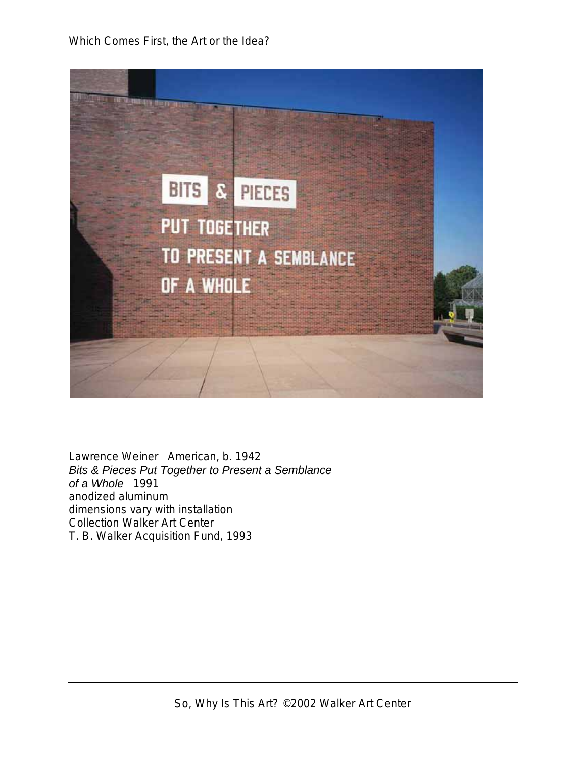Lawrence Weiner American, b. 1942

*Bits & Pieces Put Together to Present a Semblance of a Whole* 1991

anodized aluminum

dimensions vary with installation

Collection Walker Art Center

T. B. Walker Acquisition Fund, 1993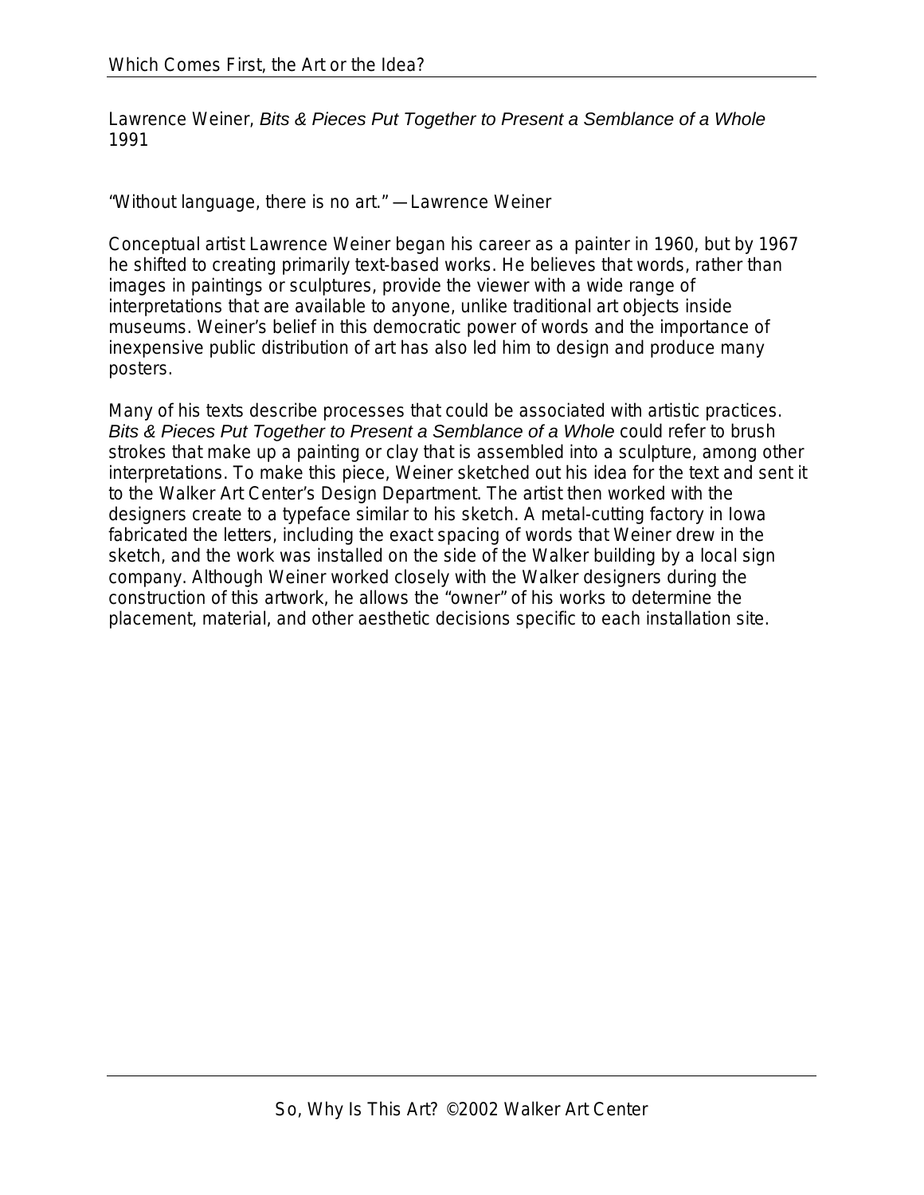Lawrence Weiner, *Bits & Pieces Put Together to Present a Semblance of a Whole*
1991

"Without language, there is no art." —Lawrence Weiner

Conceptual artist Lawrence Weiner began his career as a painter in 1960, but by 1967 he shifted to creating primarily text-based works. He believes that words, rather than images in paintings or sculptures, provide the viewer with a wide range of interpretations that are available to anyone, unlike traditional art objects inside museums. Weiner's belief in this democratic power of words and the importance of inexpensive public distribution of art has also led him to design and produce many posters.

Many of his texts describe processes that could be associated with artistic practices. *Bits & Pieces Put Together to Present a Semblance of a Whole* could refer to brush strokes that make up a painting or clay that is assembled into a sculpture, among other interpretations. To make this piece, Weiner sketched out his idea for the text and sent it to the Walker Art Center's Design Department. The artist then worked with the designers create to a typeface similar to his sketch. A metal-cutting factory in Iowa fabricated the letters, including the exact spacing of words that Weiner drew in the sketch, and the work was installed on the side of the Walker building by a local sign company. Although Weiner worked closely with the Walker designers during the construction of this artwork, he allows the "owner" of his works to determine the placement, material, and other aesthetic decisions specific to each installation site.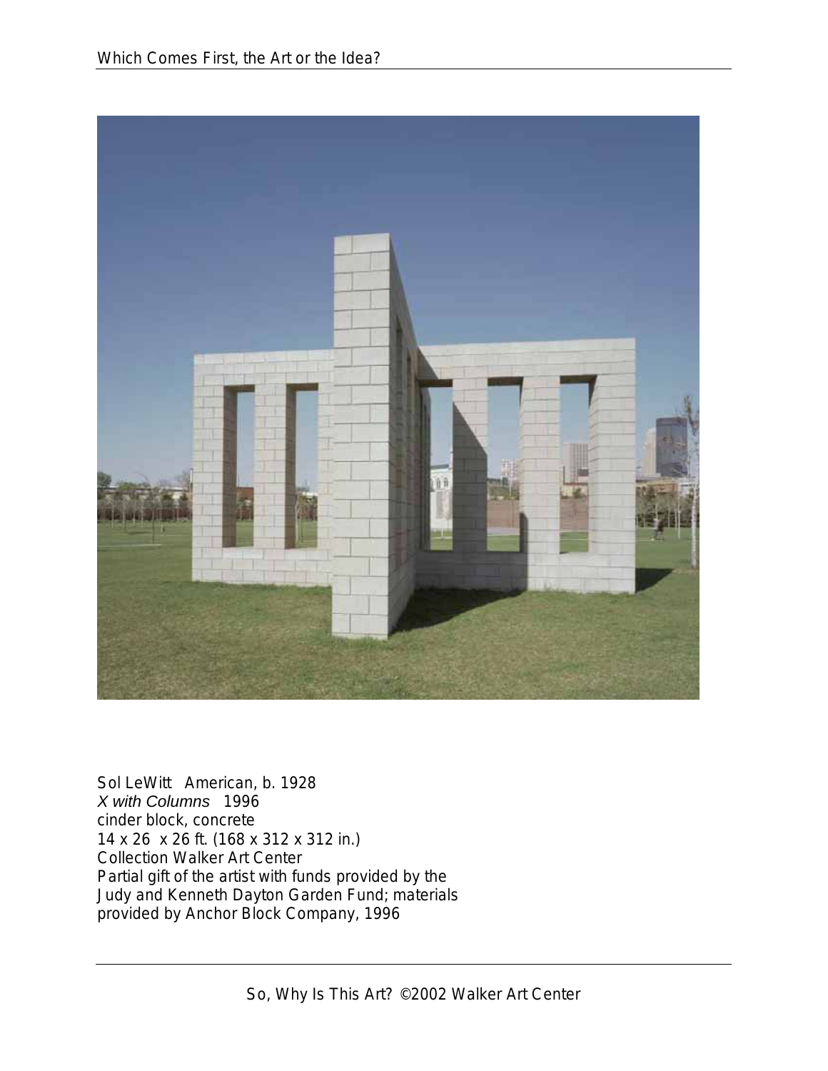Sol LeWitt  American, b. 1928
*X with Columns*  1996
cinder block, concrete
14 x 26 x 26 ft. (168 x 312 x 312 in.)
Collection Walker Art Center
Partial gift of the artist with funds provided by the Judy and Kenneth Dayton Garden Fund; materials provided by Anchor Block Company, 1996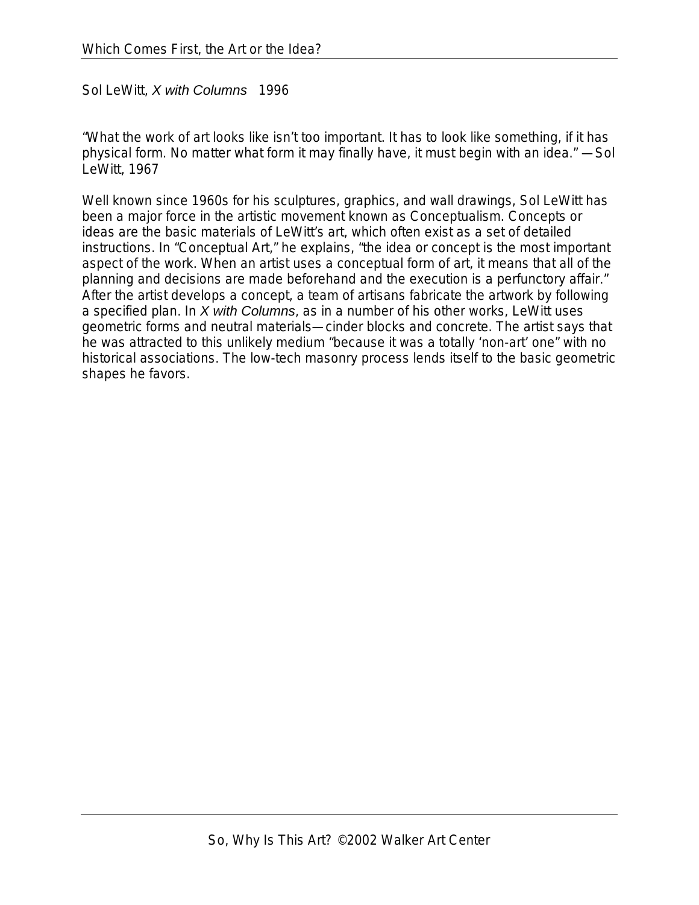Sol LeWitt, *X with Columns* 1996

"What the work of art looks like isn't too important. It has to look like something, if it has physical form. No matter what form it may finally have, it must begin with an idea." —Sol LeWitt, 1967

Well known since 1960s for his sculptures, graphics, and wall drawings, Sol LeWitt has been a major force in the artistic movement known as Conceptualism. Concepts or ideas are the basic materials of LeWitt's art, which often exist as a set of detailed instructions. In "Conceptual Art," he explains, "the idea or concept is the most important aspect of the work. When an artist uses a conceptual form of art, it means that all of the planning and decisions are made beforehand and the execution is a perfunctory affair." After the artist develops a concept, a team of artisans fabricate the artwork by following a specified plan. In *X with Columns*, as in a number of his other works, LeWitt uses geometric forms and neutral materials—cinder blocks and concrete. The artist says that he was attracted to this unlikely medium "because it was a totally 'non-art' one" with no historical associations. The low-tech masonry process lends itself to the basic geometric shapes he favors.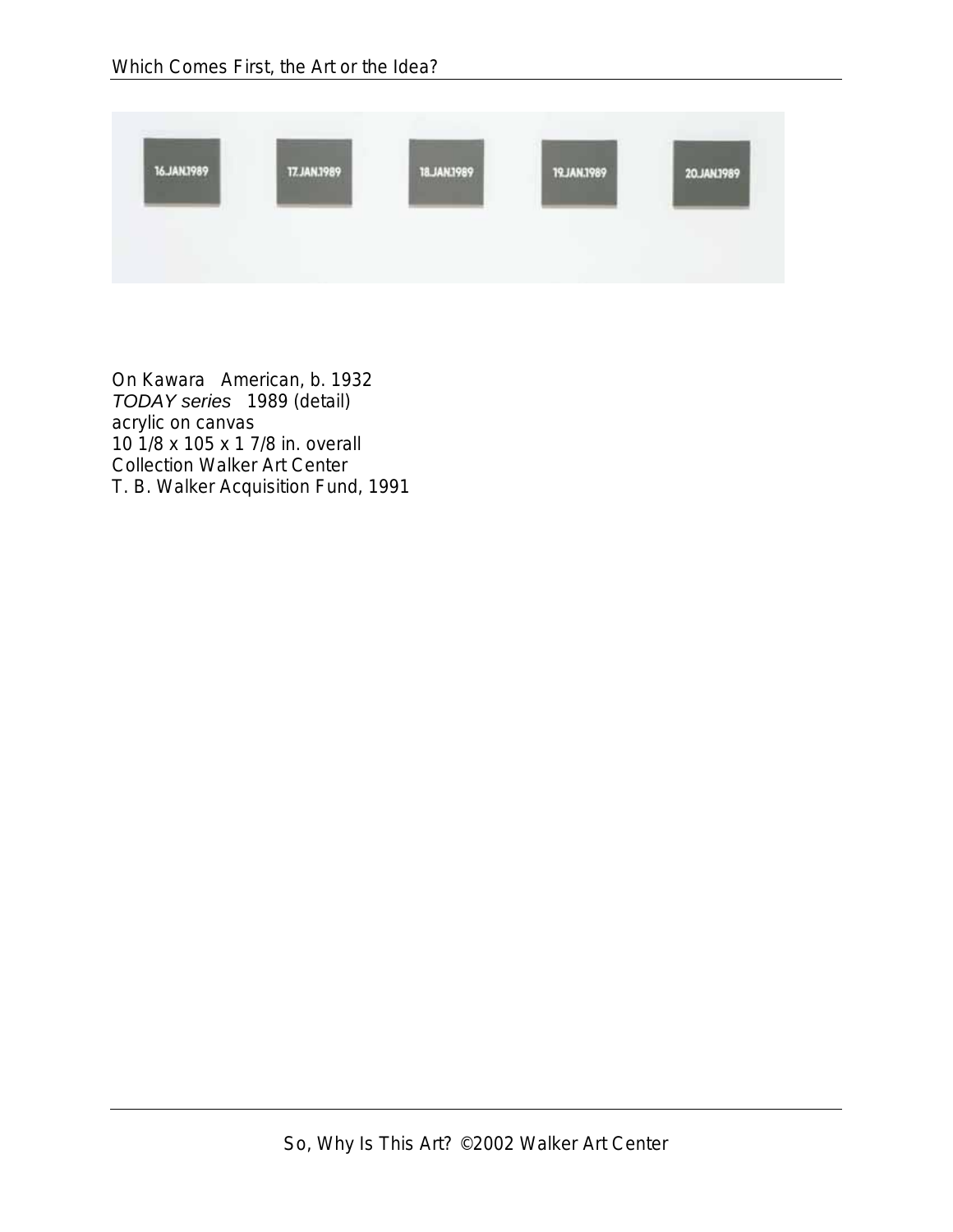On Kawara American, b. 1932
*TODAY series* 1989 (detail)
acrylic on canvas
10 1/8 x 105 x 1 7/8 in. overall
Collection Walker Art Center
T. B. Walker Acquisition Fund, 1991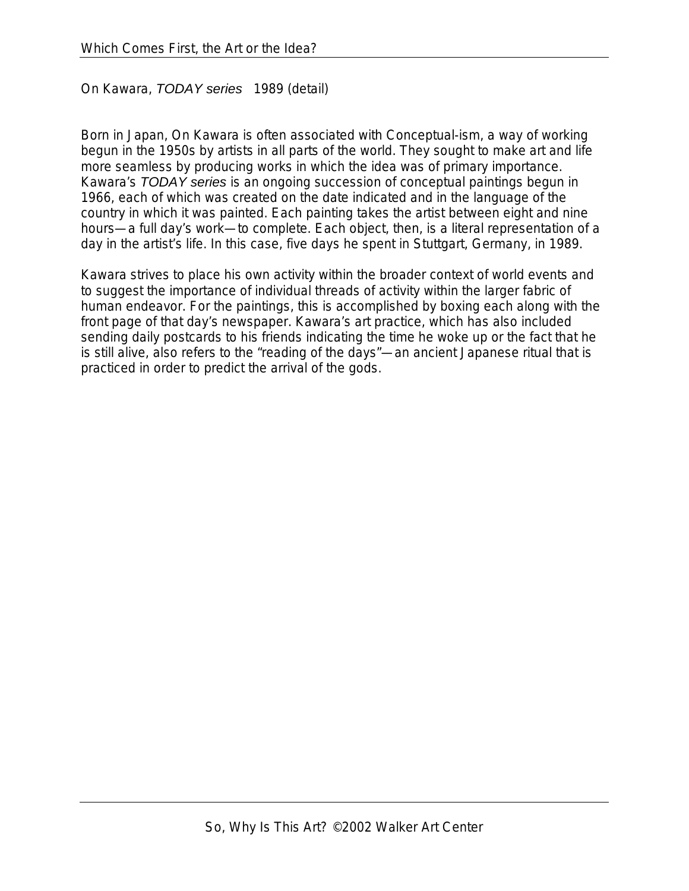On Kawara, *TODAY series* 1989 (detail)

Born in Japan, On Kawara is often associated with Conceptual-ism, a way of working begun in the 1950s by artists in all parts of the world. They sought to make art and life more seamless by producing works in which the idea was of primary importance. Kawara's *TODAY series* is an ongoing succession of conceptual paintings begun in 1966, each of which was created on the date indicated and in the language of the country in which it was painted. Each painting takes the artist between eight and nine hours—a full day's work—to complete. Each object, then, is a literal representation of a day in the artist's life. In this case, five days he spent in Stuttgart, Germany, in 1989.

Kawara strives to place his own activity within the broader context of world events and to suggest the importance of individual threads of activity within the larger fabric of human endeavor. For the paintings, this is accomplished by boxing each along with the front page of that day's newspaper. Kawara's art practice, which has also included sending daily postcards to his friends indicating the time he woke up or the fact that he is still alive, also refers to the "reading of the days"—an ancient Japanese ritual that is practiced in order to predict the arrival of the gods.